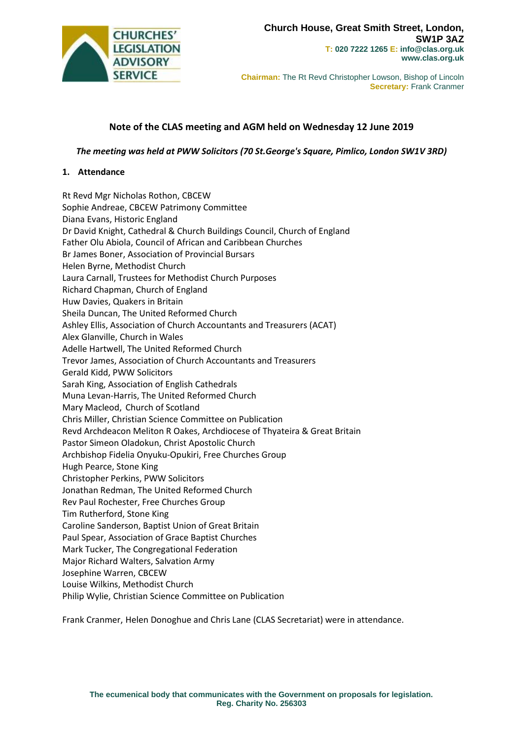CHURCHES' LEGISLATION ADVISORY SERVICE

**Church House, Great Smith Street, London, SW1P 3AZ**
**T: 020 7222 1265 E: info@clas.org.uk**
**www.clas.org.uk**

**Chairman:** The Rt Revd Christopher Lowson, Bishop of Lincoln
**Secretary:** Frank Cranmer

## Note of the CLAS meeting and AGM held on Wednesday 12 June 2019

***The meeting was held at PWW Solicitors (70 St.George's Square, Pimlico, London SW1V 3RD)***

### 1. Attendance

Rt Revd Mgr Nicholas Rothon, CBCEW
Sophie Andreae, CBCEW Patrimony Committee
Diana Evans, Historic England
Dr David Knight, Cathedral & Church Buildings Council, Church of England
Father Olu Abiola, Council of African and Caribbean Churches
Br James Boner, Association of Provincial Bursars
Helen Byrne, Methodist Church
Laura Carnall, Trustees for Methodist Church Purposes
Richard Chapman, Church of England
Huw Davies, Quakers in Britain
Sheila Duncan, The United Reformed Church
Ashley Ellis, Association of Church Accountants and Treasurers (ACAT)
Alex Glanville, Church in Wales
Adelle Hartwell, The United Reformed Church
Trevor James, Association of Church Accountants and Treasurers
Gerald Kidd, PWW Solicitors
Sarah King, Association of English Cathedrals
Muna Levan-Harris, The United Reformed Church
Mary Macleod, Church of Scotland
Chris Miller, Christian Science Committee on Publication
Revd Archdeacon Meliton R Oakes, Archdiocese of Thyateira & Great Britain
Pastor Simeon Oladokun, Christ Apostolic Church
Archbishop Fidelia Onyuku-Opukiri, Free Churches Group
Hugh Pearce, Stone King
Christopher Perkins, PWW Solicitors
Jonathan Redman, The United Reformed Church
Rev Paul Rochester, Free Churches Group
Tim Rutherford, Stone King
Caroline Sanderson, Baptist Union of Great Britain
Paul Spear, Association of Grace Baptist Churches
Mark Tucker, The Congregational Federation
Major Richard Walters, Salvation Army
Josephine Warren, CBCEW
Louise Wilkins, Methodist Church
Philip Wylie, Christian Science Committee on Publication

Frank Cranmer, Helen Donoghue and Chris Lane (CLAS Secretariat) were in attendance.

**The ecumenical body that communicates with the Government on proposals for legislation.**
**Reg. Charity No. 256303**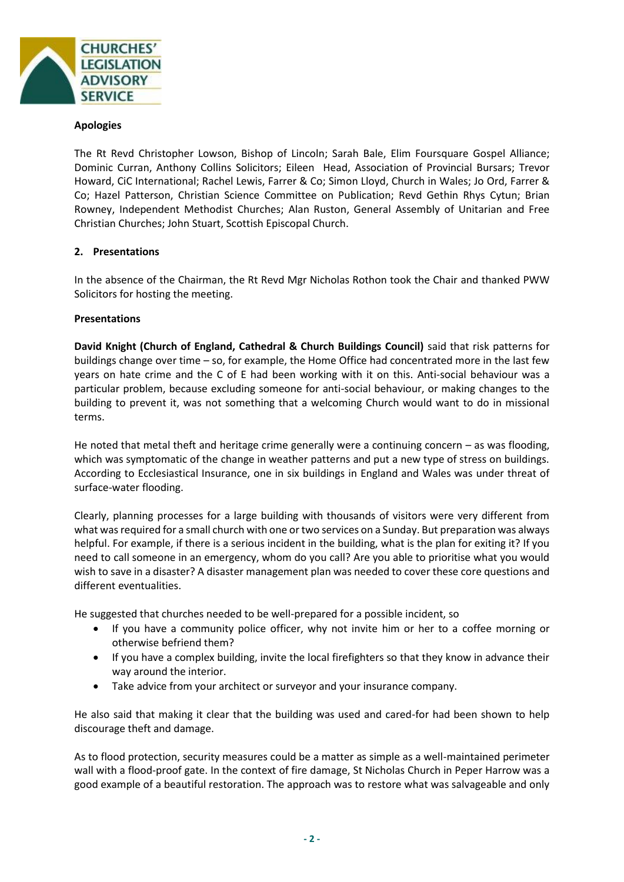**Apologies**

The Rt Revd Christopher Lowson, Bishop of Lincoln; Sarah Bale, Elim Foursquare Gospel Alliance; Dominic Curran, Anthony Collins Solicitors; Eileen Head, Association of Provincial Bursars; Trevor Howard, CiC International; Rachel Lewis, Farrer & Co; Simon Lloyd, Church in Wales; Jo Ord, Farrer & Co; Hazel Patterson, Christian Science Committee on Publication; Revd Gethin Rhys Cytun; Brian Rowney, Independent Methodist Churches; Alan Ruston, General Assembly of Unitarian and Free Christian Churches; John Stuart, Scottish Episcopal Church.

## 2. Presentations

In the absence of the Chairman, the Rt Revd Mgr Nicholas Rothon took the Chair and thanked PWW Solicitors for hosting the meeting.

**Presentations**

**David Knight (Church of England, Cathedral & Church Buildings Council)** said that risk patterns for buildings change over time – so, for example, the Home Office had concentrated more in the last few years on hate crime and the C of E had been working with it on this. Anti-social behaviour was a particular problem, because excluding someone for anti-social behaviour, or making changes to the building to prevent it, was not something that a welcoming Church would want to do in missional terms.

He noted that metal theft and heritage crime generally were a continuing concern – as was flooding, which was symptomatic of the change in weather patterns and put a new type of stress on buildings. According to Ecclesiastical Insurance, one in six buildings in England and Wales was under threat of surface-water flooding.

Clearly, planning processes for a large building with thousands of visitors were very different from what was required for a small church with one or two services on a Sunday. But preparation was always helpful. For example, if there is a serious incident in the building, what is the plan for exiting it? If you need to call someone in an emergency, whom do you call? Are you able to prioritise what you would wish to save in a disaster? A disaster management plan was needed to cover these core questions and different eventualities.

He suggested that churches needed to be well-prepared for a possible incident, so

- If you have a community police officer, why not invite him or her to a coffee morning or otherwise befriend them?
- If you have a complex building, invite the local firefighters so that they know in advance their way around the interior.
- Take advice from your architect or surveyor and your insurance company.

He also said that making it clear that the building was used and cared-for had been shown to help discourage theft and damage.

As to flood protection, security measures could be a matter as simple as a well-maintained perimeter wall with a flood-proof gate. In the context of fire damage, St Nicholas Church in Peper Harrow was a good example of a beautiful restoration. The approach was to restore what was salvageable and only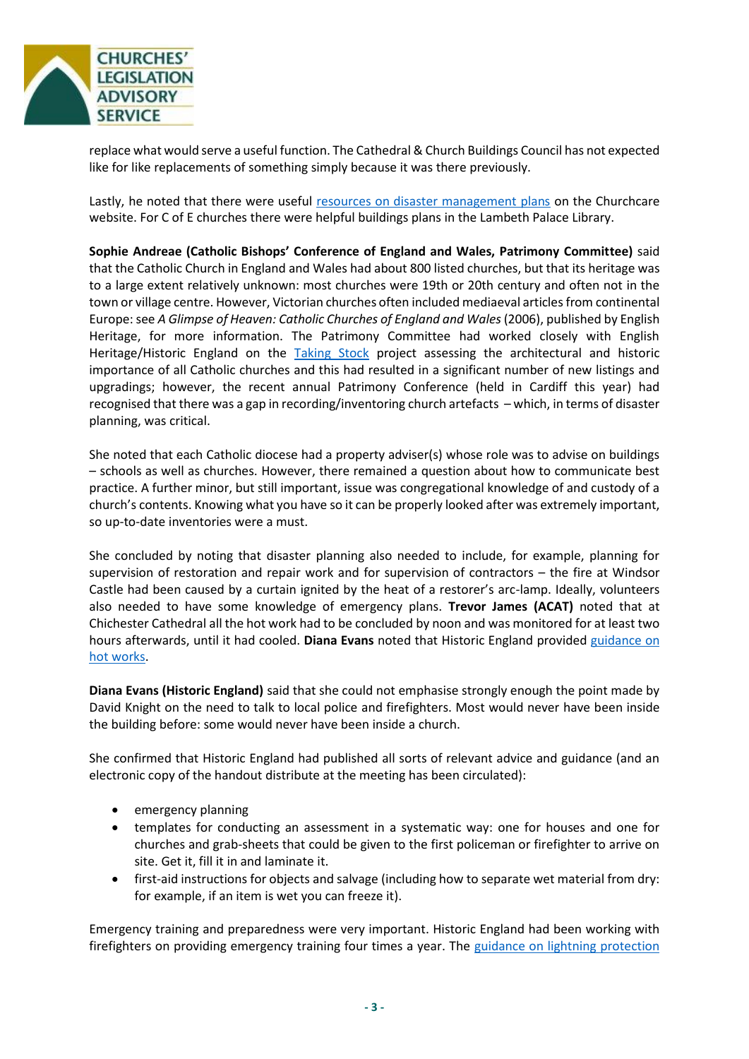replace what would serve a useful function. The Cathedral & Church Buildings Council has not expected like for like replacements of something simply because it was there previously.

Lastly, he noted that there were useful resources on disaster management plans on the Churchcare website. For C of E churches there were helpful buildings plans in the Lambeth Palace Library.

**Sophie Andreae (Catholic Bishops' Conference of England and Wales, Patrimony Committee)** said that the Catholic Church in England and Wales had about 800 listed churches, but that its heritage was to a large extent relatively unknown: most churches were 19th or 20th century and often not in the town or village centre. However, Victorian churches often included mediaeval articles from continental Europe: see *A Glimpse of Heaven: Catholic Churches of England and Wales* (2006), published by English Heritage, for more information. The Patrimony Committee had worked closely with English Heritage/Historic England on the Taking Stock project assessing the architectural and historic importance of all Catholic churches and this had resulted in a significant number of new listings and upgradings; however, the recent annual Patrimony Conference (held in Cardiff this year) had recognised that there was a gap in recording/inventoring church artefacts – which, in terms of disaster planning, was critical.

She noted that each Catholic diocese had a property adviser(s) whose role was to advise on buildings – schools as well as churches. However, there remained a question about how to communicate best practice. A further minor, but still important, issue was congregational knowledge of and custody of a church's contents. Knowing what you have so it can be properly looked after was extremely important, so up-to-date inventories were a must.

She concluded by noting that disaster planning also needed to include, for example, planning for supervision of restoration and repair work and for supervision of contractors – the fire at Windsor Castle had been caused by a curtain ignited by the heat of a restorer's arc-lamp. Ideally, volunteers also needed to have some knowledge of emergency plans. **Trevor James (ACAT)** noted that at Chichester Cathedral all the hot work had to be concluded by noon and was monitored for at least two hours afterwards, until it had cooled. **Diana Evans** noted that Historic England provided guidance on hot works.

**Diana Evans (Historic England)** said that she could not emphasise strongly enough the point made by David Knight on the need to talk to local police and firefighters. Most would never have been inside the building before: some would never have been inside a church.

She confirmed that Historic England had published all sorts of relevant advice and guidance (and an electronic copy of the handout distribute at the meeting has been circulated):

- emergency planning
- templates for conducting an assessment in a systematic way: one for houses and one for churches and grab-sheets that could be given to the first policeman or firefighter to arrive on site. Get it, fill it in and laminate it.
- first-aid instructions for objects and salvage (including how to separate wet material from dry: for example, if an item is wet you can freeze it).

Emergency training and preparedness were very important. Historic England had been working with firefighters on providing emergency training four times a year. The guidance on lightning protection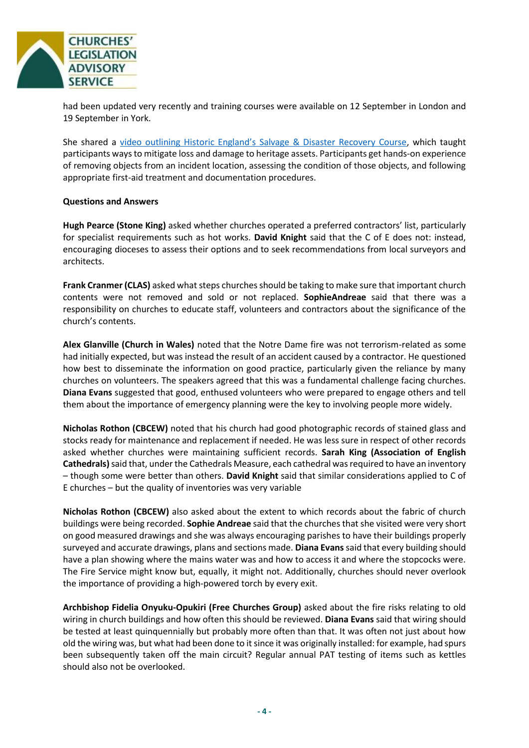had been updated very recently and training courses were available on 12 September in London and 19 September in York.

She shared a [video outlining Historic England's Salvage & Disaster Recovery Course](), which taught participants ways to mitigate loss and damage to heritage assets. Participants get hands-on experience of removing objects from an incident location, assessing the condition of those objects, and following appropriate first-aid treatment and documentation procedures.

**Questions and Answers**

**Hugh Pearce (Stone King)** asked whether churches operated a preferred contractors' list, particularly for specialist requirements such as hot works. **David Knight** said that the C of E does not: instead, encouraging dioceses to assess their options and to seek recommendations from local surveyors and architects.

**Frank Cranmer (CLAS)** asked what steps churches should be taking to make sure that important church contents were not removed and sold or not replaced. **SophieAndreae** said that there was a responsibility on churches to educate staff, volunteers and contractors about the significance of the church's contents.

**Alex Glanville (Church in Wales)** noted that the Notre Dame fire was not terrorism-related as some had initially expected, but was instead the result of an accident caused by a contractor. He questioned how best to disseminate the information on good practice, particularly given the reliance by many churches on volunteers. The speakers agreed that this was a fundamental challenge facing churches. **Diana Evans** suggested that good, enthused volunteers who were prepared to engage others and tell them about the importance of emergency planning were the key to involving people more widely.

**Nicholas Rothon (CBCEW)** noted that his church had good photographic records of stained glass and stocks ready for maintenance and replacement if needed. He was less sure in respect of other records asked whether churches were maintaining sufficient records. **Sarah King (Association of English Cathedrals)** said that, under the Cathedrals Measure, each cathedral was required to have an inventory – though some were better than others. **David Knight** said that similar considerations applied to C of E churches – but the quality of inventories was very variable

**Nicholas Rothon (CBCEW)** also asked about the extent to which records about the fabric of church buildings were being recorded. **Sophie Andreae** said that the churches that she visited were very short on good measured drawings and she was always encouraging parishes to have their buildings properly surveyed and accurate drawings, plans and sections made. **Diana Evans** said that every building should have a plan showing where the mains water was and how to access it and where the stopcocks were. The Fire Service might know but, equally, it might not. Additionally, churches should never overlook the importance of providing a high-powered torch by every exit.

**Archbishop Fidelia Onyuku-Opukiri (Free Churches Group)** asked about the fire risks relating to old wiring in church buildings and how often this should be reviewed. **Diana Evans** said that wiring should be tested at least quinquennially but probably more often than that. It was often not just about how old the wiring was, but what had been done to it since it was originally installed: for example, had spurs been subsequently taken off the main circuit? Regular annual PAT testing of items such as kettles should also not be overlooked.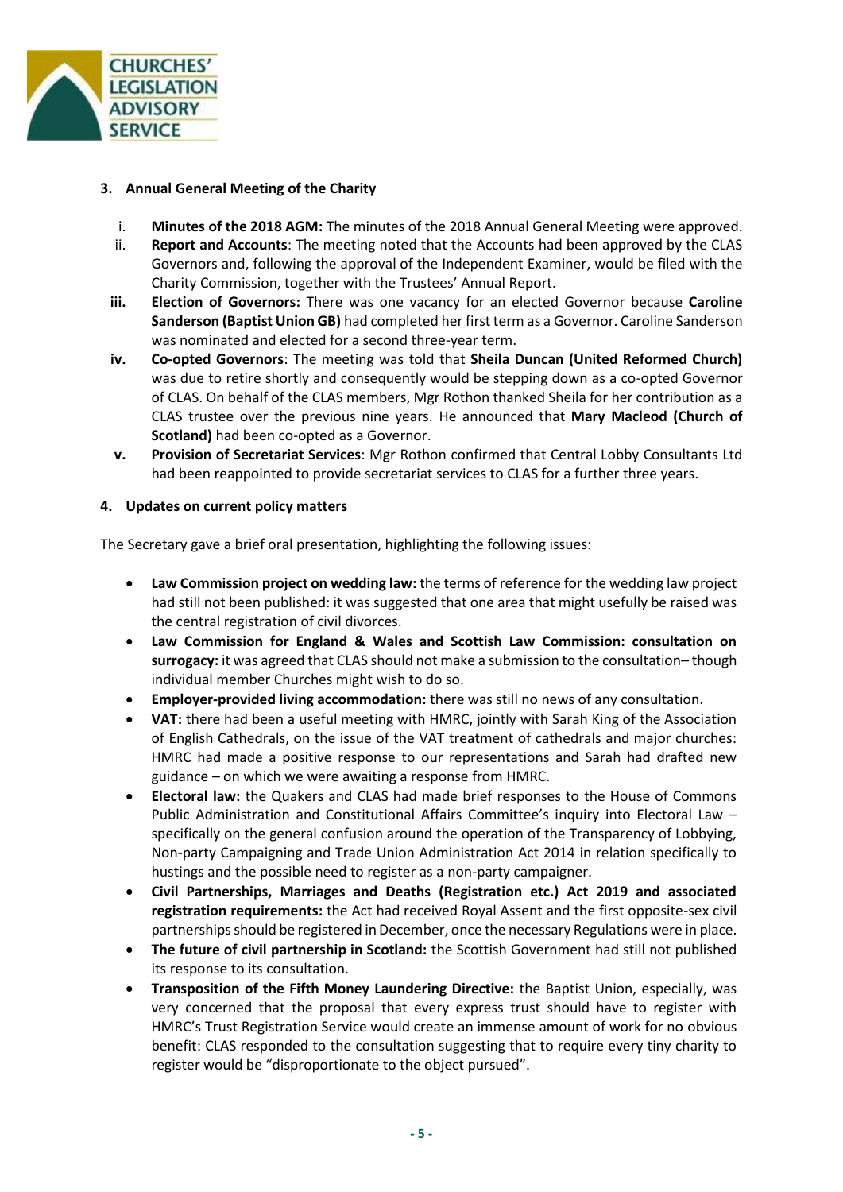## 3. Annual General Meeting of the Charity

i. **Minutes of the 2018 AGM:** The minutes of the 2018 Annual General Meeting were approved.

ii. **Report and Accounts**: The meeting noted that the Accounts had been approved by the CLAS Governors and, following the approval of the Independent Examiner, would be filed with the Charity Commission, together with the Trustees' Annual Report.

iii. **Election of Governors:** There was one vacancy for an elected Governor because **Caroline Sanderson (Baptist Union GB)** had completed her first term as a Governor. Caroline Sanderson was nominated and elected for a second three-year term.

iv. **Co-opted Governors**: The meeting was told that **Sheila Duncan (United Reformed Church)** was due to retire shortly and consequently would be stepping down as a co-opted Governor of CLAS. On behalf of the CLAS members, Mgr Rothon thanked Sheila for her contribution as a CLAS trustee over the previous nine years. He announced that **Mary Macleod (Church of Scotland)** had been co-opted as a Governor.

v. **Provision of Secretariat Services**: Mgr Rothon confirmed that Central Lobby Consultants Ltd had been reappointed to provide secretariat services to CLAS for a further three years.

## 4. Updates on current policy matters

The Secretary gave a brief oral presentation, highlighting the following issues:

- **Law Commission project on wedding law:** the terms of reference for the wedding law project had still not been published: it was suggested that one area that might usefully be raised was the central registration of civil divorces.
- **Law Commission for England & Wales and Scottish Law Commission: consultation on surrogacy:** it was agreed that CLAS should not make a submission to the consultation– though individual member Churches might wish to do so.
- **Employer-provided living accommodation:** there was still no news of any consultation.
- **VAT:** there had been a useful meeting with HMRC, jointly with Sarah King of the Association of English Cathedrals, on the issue of the VAT treatment of cathedrals and major churches: HMRC had made a positive response to our representations and Sarah had drafted new guidance – on which we were awaiting a response from HMRC.
- **Electoral law:** the Quakers and CLAS had made brief responses to the House of Commons Public Administration and Constitutional Affairs Committee's inquiry into Electoral Law – specifically on the general confusion around the operation of the Transparency of Lobbying, Non-party Campaigning and Trade Union Administration Act 2014 in relation specifically to hustings and the possible need to register as a non-party campaigner.
- **Civil Partnerships, Marriages and Deaths (Registration etc.) Act 2019 and associated registration requirements:** the Act had received Royal Assent and the first opposite-sex civil partnerships should be registered in December, once the necessary Regulations were in place.
- **The future of civil partnership in Scotland:** the Scottish Government had still not published its response to its consultation.
- **Transposition of the Fifth Money Laundering Directive:** the Baptist Union, especially, was very concerned that the proposal that every express trust should have to register with HMRC's Trust Registration Service would create an immense amount of work for no obvious benefit: CLAS responded to the consultation suggesting that to require every tiny charity to register would be "disproportionate to the object pursued".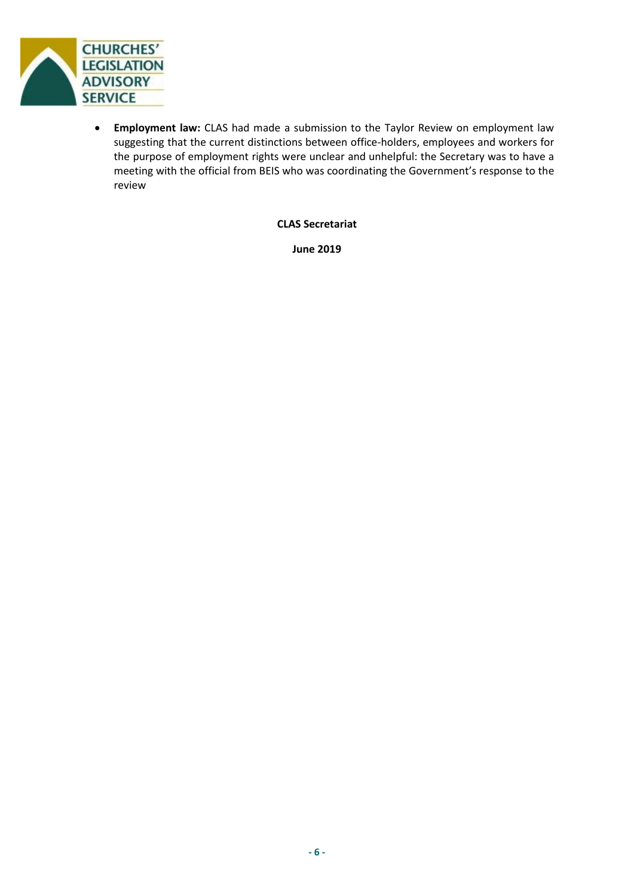- **Employment law:** CLAS had made a submission to the Taylor Review on employment law suggesting that the current distinctions between office-holders, employees and workers for the purpose of employment rights were unclear and unhelpful: the Secretary was to have a meeting with the official from BEIS who was coordinating the Government's response to the review

**CLAS Secretariat**

**June 2019**